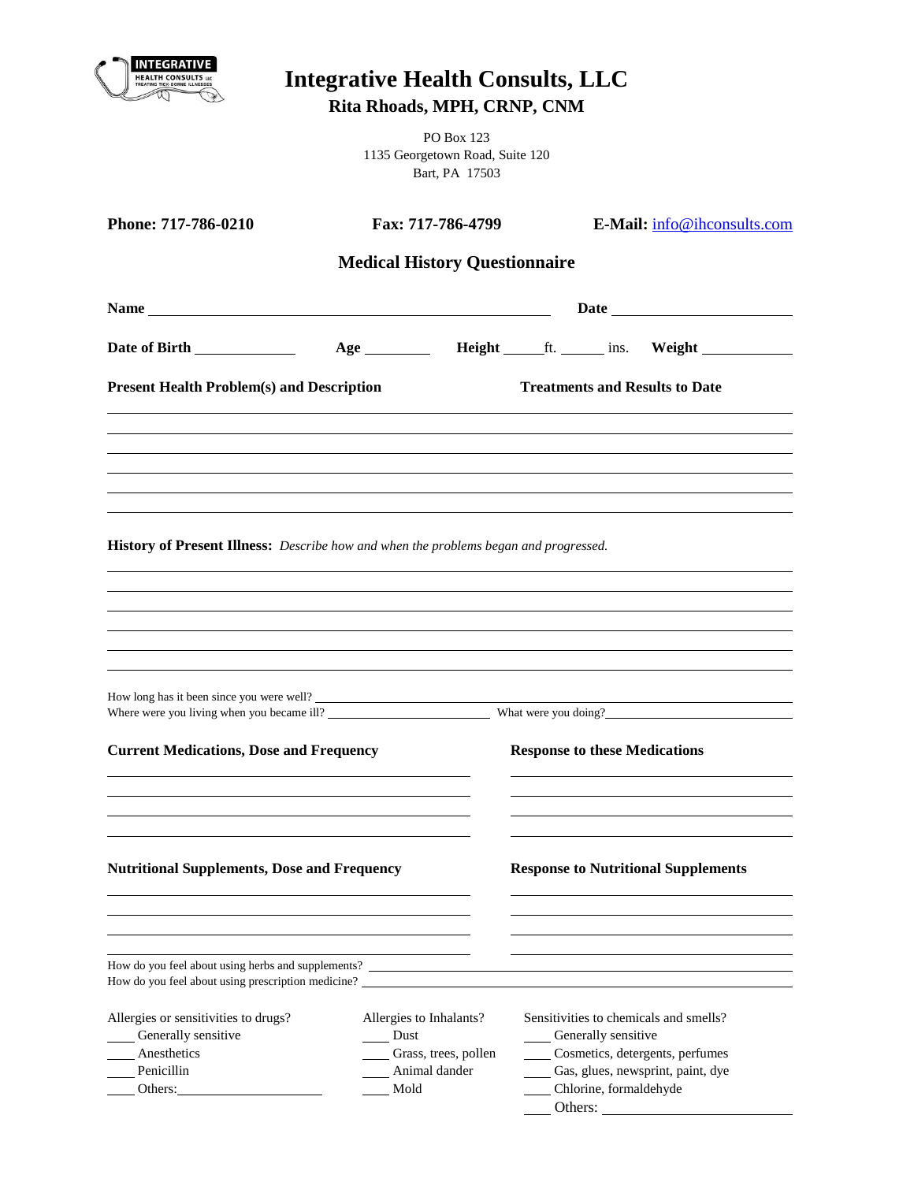# Integrative Health Consults, LLC

**Rita Rhoads, MPH, CRNP, CNM**

PO Box 123
1135 Georgetown Road, Suite 120
Bart, PA 17503

**Phone: 717-786-0210** **Fax: 717-786-4799** **E-Mail:** info@ihconsults.com

## Medical History Questionnaire

**Name** ______________________________ **Date** ______________

**Date of Birth** __________ **Age** _______ **Height** _____ft. _____ ins. **Weight** __________

**Present Health Problem(s) and Description** **Treatments and Results to Date**

______________________________________________________________________

______________________________________________________________________

______________________________________________________________________

______________________________________________________________________

______________________________________________________________________

______________________________________________________________________

**History of Present Illness:** *Describe how and when the problems began and progressed.*

______________________________________________________________________

______________________________________________________________________

______________________________________________________________________

______________________________________________________________________

______________________________________________________________________

______________________________________________________________________

How long has it been since you were well? ______________________________

Where were you living when you became ill? ______________ What were you doing? ______________

**Current Medications, Dose and Frequency** **Response to these Medications**

______________________________________________________________________

______________________________________________________________________

______________________________________________________________________

______________________________________________________________________

**Nutritional Supplements, Dose and Frequency** **Response to Nutritional Supplements**

______________________________________________________________________

______________________________________________________________________

______________________________________________________________________

______________________________________________________________________

How do you feel about using herbs and supplements? ______________________________

How do you feel about using prescription medicine? ______________________________

Allergies or sensitivities to drugs?
____ Generally sensitive
____ Anesthetics
____ Penicillin
____ Others: ______________

Allergies to Inhalants?
____ Dust
____ Grass, trees, pollen
____ Animal dander
____ Mold

Sensitivities to chemicals and smells?
____ Generally sensitive
____ Cosmetics, detergents, perfumes
____ Gas, glues, newsprint, paint, dye
____ Chlorine, formaldehyde
____ Others: ______________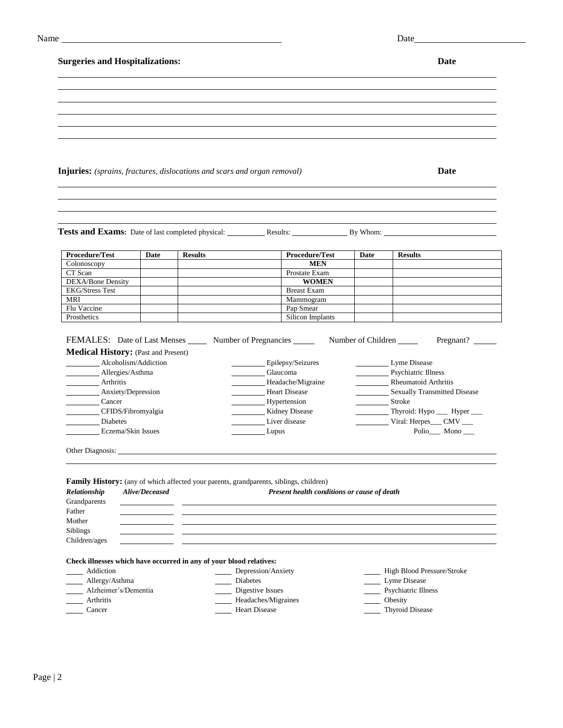Name ______________________________ Date ______________

**Surgeries and Hospitalizations:** **Date**

______________________________________________________________________

______________________________________________________________________

______________________________________________________________________

______________________________________________________________________

______________________________________________________________________

______________________________________________________________________

**Injuries:** *(sprains, fractures, dislocations and scars and organ removal)* **Date**

______________________________________________________________________

______________________________________________________________________

______________________________________________________________________

______________________________________________________________________

**Tests and Exams:** Date of last completed physical: ________ Results: __________ By Whom: ____________________

| Procedure/Test | Date | Results | Procedure/Test | Date | Results |
|---|---|---|---|---|---|
| Colonoscopy | | | **MEN** | | |
| CT Scan | | | Prostate Exam | | |
| DEXA/Bone Density | | | **WOMEN** | | |
| EKG/Stress Test | | | Breast Exam | | |
| MRI | | | Mammogram | | |
| Flu Vaccine | | | Pap Smear | | |
| Prosthetics | | | Silicon Implants | | |

FEMALES: Date of Last Menses _____ Number of Pregnancies _____ Number of Children _____ Pregnant? _____

**Medical History:** (Past and Present)

________ Alcoholism/Addiction
________ Allergies/Asthma
________ Arthritis
________ Anxiety/Depression
________ Cancer
________ CFIDS/Fibromyalgia
________ Diabetes
________ Eczema/Skin Issues
________ Epilepsy/Seizures
________ Glaucoma
________ Headache/Migraine
________ Heart Disease
________ Hypertension
________ Kidney Disease
________ Liver disease
________ Lupus
________ Lyme Disease
________ Psychiatric Illness
________ Rheumatoid Arthritis
________ Sexually Transmitted Disease
________ Stroke
________ Thyroid: Hypo ___ Hyper ___
________ Viral: Herpes___ CMV ___
Polio___ Mono ___

Other Diagnosis: ______________________________________________________________

______________________________________________________________________

**Family History:** (any of which affected your parents, grandparents, siblings, children)

| *Relationship* | *Alive/Deceased* | *Present health conditions or cause of death* |
|---|---|---|
| Grandparents | | |
| Father | | |
| Mother | | |
| Siblings | | |
| Children/ages | | |

**Check illnesses which have occurred in any of your blood relatives:**

____ Addiction
____ Allergy/Asthma
____ Alzheimer's/Dementia
____ Arthritis
____ Cancer
____ Depression/Anxiety
____ Diabetes
____ Digestive Issues
____ Headaches/Migraines
____ Heart Disease
____ High Blood Pressure/Stroke
____ Lyme Disease
____ Psychiatric Illness
____ Obesity
____ Thyroid Disease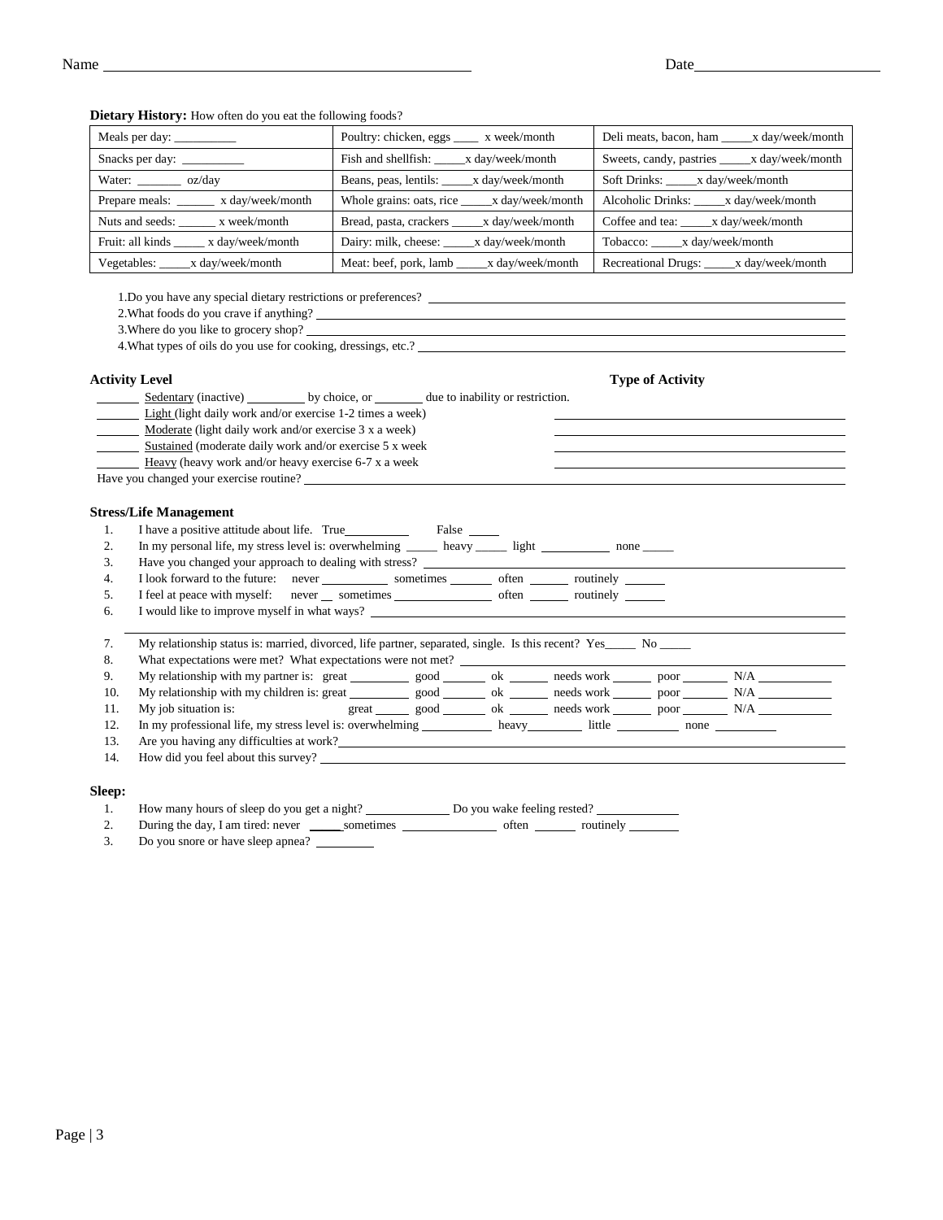Name _______________________________________________ Date________________________

**Dietary History:** How often do you eat the following foods?

| | | |
|---|---|---|
| Meals per day: __________ | Poultry: chicken, eggs ____ x week/month | Deli meats, bacon, ham _____x day/week/month |
| Snacks per day: __________ | Fish and shellfish: _____x day/week/month | Sweets, candy, pastries _____x day/week/month |
| Water: _______ oz/day | Beans, peas, lentils: _____x day/week/month | Soft Drinks: _____x day/week/month |
| Prepare meals: ______ x day/week/month | Whole grains: oats, rice _____x day/week/month | Alcoholic Drinks: _____x day/week/month |
| Nuts and seeds: ______ x week/month | Bread, pasta, crackers _____x day/week/month | Coffee and tea: _____x day/week/month |
| Fruit: all kinds _____ x day/week/month | Dairy: milk, cheese: _____x day/week/month | Tobacco: _____x day/week/month |
| Vegetables: _____x day/week/month | Meat: beef, pork, lamb _____x day/week/month | Recreational Drugs: _____x day/week/month |

1.Do you have any special dietary restrictions or preferences? ______________________________
2.What foods do you crave if anything? ______________________________
3.Where do you like to grocery shop? ______________________________
4.What types of oils do you use for cooking, dressings, etc.? ______________________________

**Activity Level** **Type of Activity**

_______ Sedentary (inactive) _________ by choice, or _______ due to inability or restriction.
_______ Light (light daily work and/or exercise 1-2 times a week) ______________________________
_______ Moderate (light daily work and/or exercise 3 x a week) ______________________________
_______ Sustained (moderate daily work and/or exercise 5 x week ______________________________
_______ Heavy (heavy work and/or heavy exercise 6-7 x a week ______________________________
Have you changed your exercise routine? ______________________________

**Stress/Life Management**

1. I have a positive attitude about life. True__________ False _____
2. In my personal life, my stress level is: overwhelming _____ heavy _____ light ___________ none _____
3. Have you changed your approach to dealing with stress? ______________________________
4. I look forward to the future: never __________ sometimes ______ often ______ routinely ______
5. I feel at peace with myself: never __ sometimes _______________ often ______ routinely ______
6. I would like to improve myself in what ways? ______________________________
______________________________________________________________________
7. My relationship status is: married, divorced, life partner, separated, single. Is this recent? Yes_____ No _____
8. What expectations were met? What expectations were not met? ______________________________
9. My relationship with my partner is: great _________ good _______ ok ______ needs work ______ poor _______ N/A ___________
10. My relationship with my children is: great _________ good _______ ok ______ needs work ______ poor _______ N/A ___________
11. My job situation is: great _____ good _______ ok ______ needs work ______ poor _______ N/A ___________
12. In my professional life, my stress level is: overwhelming ___________ heavy_________ little __________ none _________
13. Are you having any difficulties at work?______________________________
14. How did you feel about this survey? ______________________________

**Sleep:**

1. How many hours of sleep do you get a night? _____________ Do you wake feeling rested? ____________
2. During the day, I am tired: never _____sometimes _______________ often _______ routinely ________
3. Do you snore or have sleep apnea? _________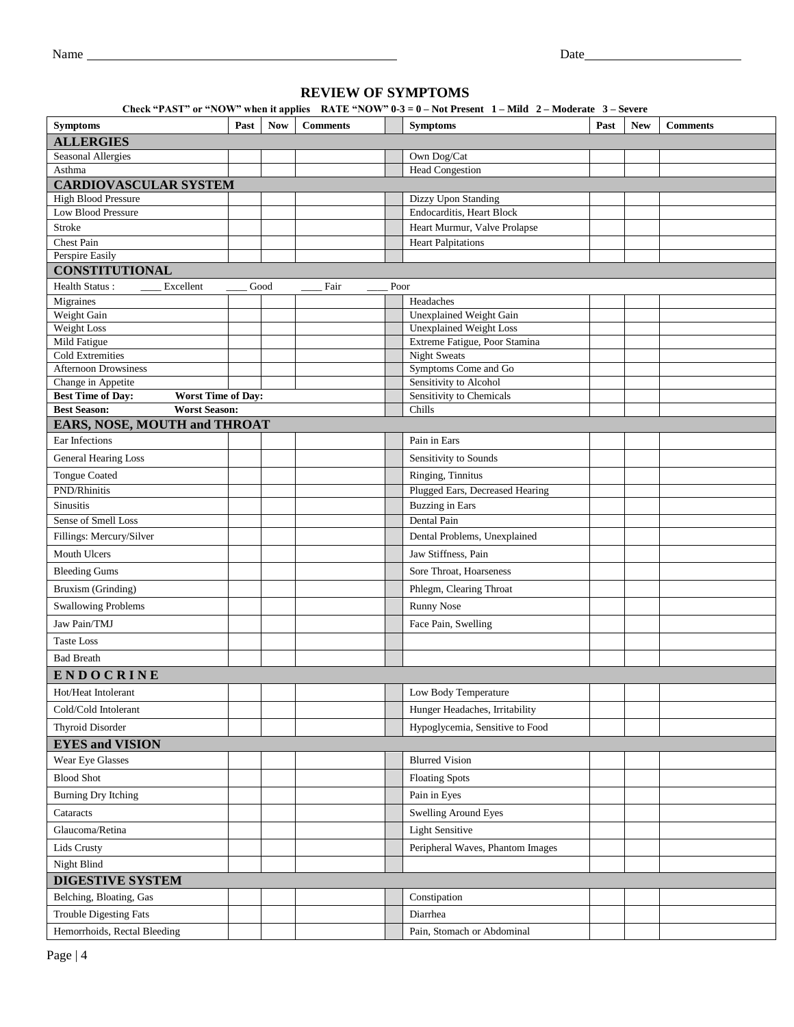Name ______________________________ Date ______________

## REVIEW OF SYMPTOMS

**Check "PAST" or "NOW" when it applies RATE "NOW" 0-3 = 0 – Not Present 1 – Mild 2 – Moderate 3 – Severe**

| Symptoms | Past | Now | Comments | | Symptoms | Past | New | Comments |
|---|---|---|---|---|---|---|---|---|
| **ALLERGIES** | | | | | | | | |
| Seasonal Allergies | | | | | Own Dog/Cat | | | |
| Asthma | | | | | Head Congestion | | | |
| **CARDIOVASCULAR SYSTEM** | | | | | | | | |
| High Blood Pressure | | | | | Dizzy Upon Standing | | | |
| Low Blood Pressure | | | | | Endocarditis, Heart Block | | | |
| Stroke | | | | | Heart Murmur, Valve Prolapse | | | |
| Chest Pain | | | | | Heart Palpitations | | | |
| Perspire Easily | | | | | | | | |
| **CONSTITUTIONAL** | | | | | | | | |
| Health Status : ____ Excellent ____ Good ____ Fair ____ Poor | | | | | | | | |
| Migraines | | | | | Headaches | | | |
| Weight Gain | | | | | Unexplained Weight Gain | | | |
| Weight Loss | | | | | Unexplained Weight Loss | | | |
| Mild Fatigue | | | | | Extreme Fatigue, Poor Stamina | | | |
| Cold Extremities | | | | | Night Sweats | | | |
| Afternoon Drowsiness | | | | | Symptoms Come and Go | | | |
| Change in Appetite | | | | | Sensitivity to Alcohol | | | |
| **Best Time of Day:** **Worst Time of Day:** | | | | | Sensitivity to Chemicals | | | |
| **Best Season:** **Worst Season:** | | | | | Chills | | | |
| **EARS, NOSE, MOUTH and THROAT** | | | | | | | | |
| Ear Infections | | | | | Pain in Ears | | | |
| General Hearing Loss | | | | | Sensitivity to Sounds | | | |
| Tongue Coated | | | | | Ringing, Tinnitus | | | |
| PND/Rhinitis | | | | | Plugged Ears, Decreased Hearing | | | |
| Sinusitis | | | | | Buzzing in Ears | | | |
| Sense of Smell Loss | | | | | Dental Pain | | | |
| Fillings: Mercury/Silver | | | | | Dental Problems, Unexplained | | | |
| Mouth Ulcers | | | | | Jaw Stiffness, Pain | | | |
| Bleeding Gums | | | | | Sore Throat, Hoarseness | | | |
| Bruxism (Grinding) | | | | | Phlegm, Clearing Throat | | | |
| Swallowing Problems | | | | | Runny Nose | | | |
| Jaw Pain/TMJ | | | | | Face Pain, Swelling | | | |
| Taste Loss | | | | | | | | |
| Bad Breath | | | | | | | | |
| **E N D O C R I N E** | | | | | | | | |
| Hot/Heat Intolerant | | | | | Low Body Temperature | | | |
| Cold/Cold Intolerant | | | | | Hunger Headaches, Irritability | | | |
| Thyroid Disorder | | | | | Hypoglycemia, Sensitive to Food | | | |
| **EYES and VISION** | | | | | | | | |
| Wear Eye Glasses | | | | | Blurred Vision | | | |
| Blood Shot | | | | | Floating Spots | | | |
| Burning Dry Itching | | | | | Pain in Eyes | | | |
| Cataracts | | | | | Swelling Around Eyes | | | |
| Glaucoma/Retina | | | | | Light Sensitive | | | |
| Lids Crusty | | | | | Peripheral Waves, Phantom Images | | | |
| Night Blind | | | | | | | | |
| **DIGESTIVE SYSTEM** | | | | | | | | |
| Belching, Bloating, Gas | | | | | Constipation | | | |
| Trouble Digesting Fats | | | | | Diarrhea | | | |
| Hemorrhoids, Rectal Bleeding | | | | | Pain, Stomach or Abdominal | | | |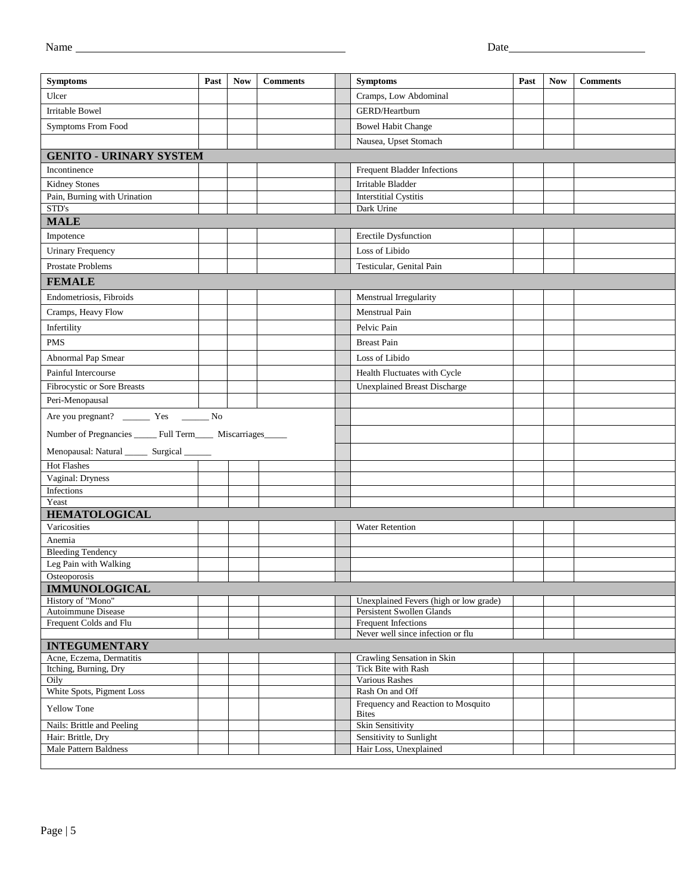Name ______________________ Date ______________

| Symptoms | Past | Now | Comments | | Symptoms | Past | Now | Comments |
|---|---|---|---|---|---|---|---|---|
| Ulcer | | | | | Cramps, Low Abdominal | | | |
| Irritable Bowel | | | | | GERD/Heartburn | | | |
| Symptoms From Food | | | | | Bowel Habit Change | | | |
| | | | | | Nausea, Upset Stomach | | | |
| **GENITO - URINARY SYSTEM** | | | | | | | | |
| Incontinence | | | | | Frequent Bladder Infections | | | |
| Kidney Stones | | | | | Irritable Bladder | | | |
| Pain, Burning with Urination | | | | | Interstitial Cystitis | | | |
| STD's | | | | | Dark Urine | | | |
| **MALE** | | | | | | | | |
| Impotence | | | | | Erectile Dysfunction | | | |
| Urinary Frequency | | | | | Loss of Libido | | | |
| Prostate Problems | | | | | Testicular, Genital Pain | | | |
| **FEMALE** | | | | | | | | |
| Endometriosis, Fibroids | | | | | Menstrual Irregularity | | | |
| Cramps, Heavy Flow | | | | | Menstrual Pain | | | |
| Infertility | | | | | Pelvic Pain | | | |
| PMS | | | | | Breast Pain | | | |
| Abnormal Pap Smear | | | | | Loss of Libido | | | |
| Painful Intercourse | | | | | Health Fluctuates with Cycle | | | |
| Fibrocystic or Sore Breasts | | | | | Unexplained Breast Discharge | | | |
| Peri-Menopausal | | | | | | | | |
| Are you pregnant? ______ Yes ______ No | | | | | | | | |
| Number of Pregnancies _____ Full Term____ Miscarriages_____ | | | | | | | | |
| Menopausal: Natural _____ Surgical ______ | | | | | | | | |
| Hot Flashes | | | | | | | | |
| Vaginal: Dryness | | | | | | | | |
| Infections | | | | | | | | |
| Yeast | | | | | | | | |
| **HEMATOLOGICAL** | | | | | | | | |
| Varicosities | | | | | Water Retention | | | |
| Anemia | | | | | | | | |
| Bleeding Tendency | | | | | | | | |
| Leg Pain with Walking | | | | | | | | |
| Osteoporosis | | | | | | | | |
| **IMMUNOLOGICAL** | | | | | | | | |
| History of "Mono" | | | | | Unexplained Fevers (high or low grade) | | | |
| Autoimmune Disease | | | | | Persistent Swollen Glands | | | |
| Frequent Colds and Flu | | | | | Frequent Infections | | | |
| | | | | | Never well since infection or flu | | | |
| **INTEGUMENTARY** | | | | | | | | |
| Acne, Eczema, Dermatitis | | | | | Crawling Sensation in Skin | | | |
| Itching, Burning, Dry | | | | | Tick Bite with Rash | | | |
| Oily | | | | | Various Rashes | | | |
| White Spots, Pigment Loss | | | | | Rash On and Off | | | |
| Yellow Tone | | | | | Frequency and Reaction to Mosquito Bites | | | |
| Nails: Brittle and Peeling | | | | | Skin Sensitivity | | | |
| Hair: Brittle, Dry | | | | | Sensitivity to Sunlight | | | |
| Male Pattern Baldness | | | | | Hair Loss, Unexplained | | | |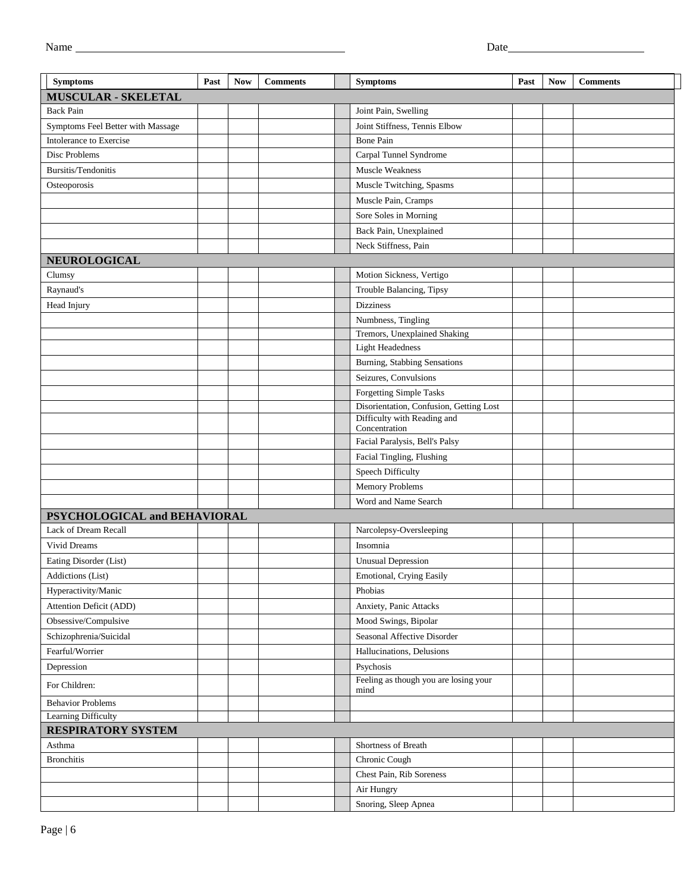Name _______________________________________________ Date________________________

| Symptoms | Past | Now | Comments | | Symptoms | Past | Now | Comments |
|---|---|---|---|---|---|---|---|---|
| **MUSCULAR - SKELETAL** | | | | | | | | |
| Back Pain | | | | | Joint Pain, Swelling | | | |
| Symptoms Feel Better with Massage | | | | | Joint Stiffness, Tennis Elbow | | | |
| Intolerance to Exercise | | | | | Bone Pain | | | |
| Disc Problems | | | | | Carpal Tunnel Syndrome | | | |
| Bursitis/Tendonitis | | | | | Muscle Weakness | | | |
| Osteoporosis | | | | | Muscle Twitching, Spasms | | | |
| | | | | | Muscle Pain, Cramps | | | |
| | | | | | Sore Soles in Morning | | | |
| | | | | | Back Pain, Unexplained | | | |
| | | | | | Neck Stiffness, Pain | | | |
| **NEUROLOGICAL** | | | | | | | | |
| Clumsy | | | | | Motion Sickness, Vertigo | | | |
| Raynaud's | | | | | Trouble Balancing, Tipsy | | | |
| Head Injury | | | | | Dizziness | | | |
| | | | | | Numbness, Tingling | | | |
| | | | | | Tremors, Unexplained Shaking | | | |
| | | | | | Light Headedness | | | |
| | | | | | Burning, Stabbing Sensations | | | |
| | | | | | Seizures, Convulsions | | | |
| | | | | | Forgetting Simple Tasks | | | |
| | | | | | Disorientation, Confusion, Getting Lost | | | |
| | | | | | Difficulty with Reading and Concentration | | | |
| | | | | | Facial Paralysis, Bell's Palsy | | | |
| | | | | | Facial Tingling, Flushing | | | |
| | | | | | Speech Difficulty | | | |
| | | | | | Memory Problems | | | |
| | | | | | Word and Name Search | | | |
| **PSYCHOLOGICAL and BEHAVIORAL** | | | | | | | | |
| Lack of Dream Recall | | | | | Narcolepsy-Oversleeping | | | |
| Vivid Dreams | | | | | Insomnia | | | |
| Eating Disorder (List) | | | | | Unusual Depression | | | |
| Addictions (List) | | | | | Emotional, Crying Easily | | | |
| Hyperactivity/Manic | | | | | Phobias | | | |
| Attention Deficit (ADD) | | | | | Anxiety, Panic Attacks | | | |
| Obsessive/Compulsive | | | | | Mood Swings, Bipolar | | | |
| Schizophrenia/Suicidal | | | | | Seasonal Affective Disorder | | | |
| Fearful/Worrier | | | | | Hallucinations, Delusions | | | |
| Depression | | | | | Psychosis | | | |
| For Children: | | | | | Feeling as though you are losing your mind | | | |
| Behavior Problems | | | | | | | | |
| Learning Difficulty | | | | | | | | |
| **RESPIRATORY SYSTEM** | | | | | | | | |
| Asthma | | | | | Shortness of Breath | | | |
| Bronchitis | | | | | Chronic Cough | | | |
| | | | | | Chest Pain, Rib Soreness | | | |
| | | | | | Air Hungry | | | |
| | | | | | Snoring, Sleep Apnea | | | |